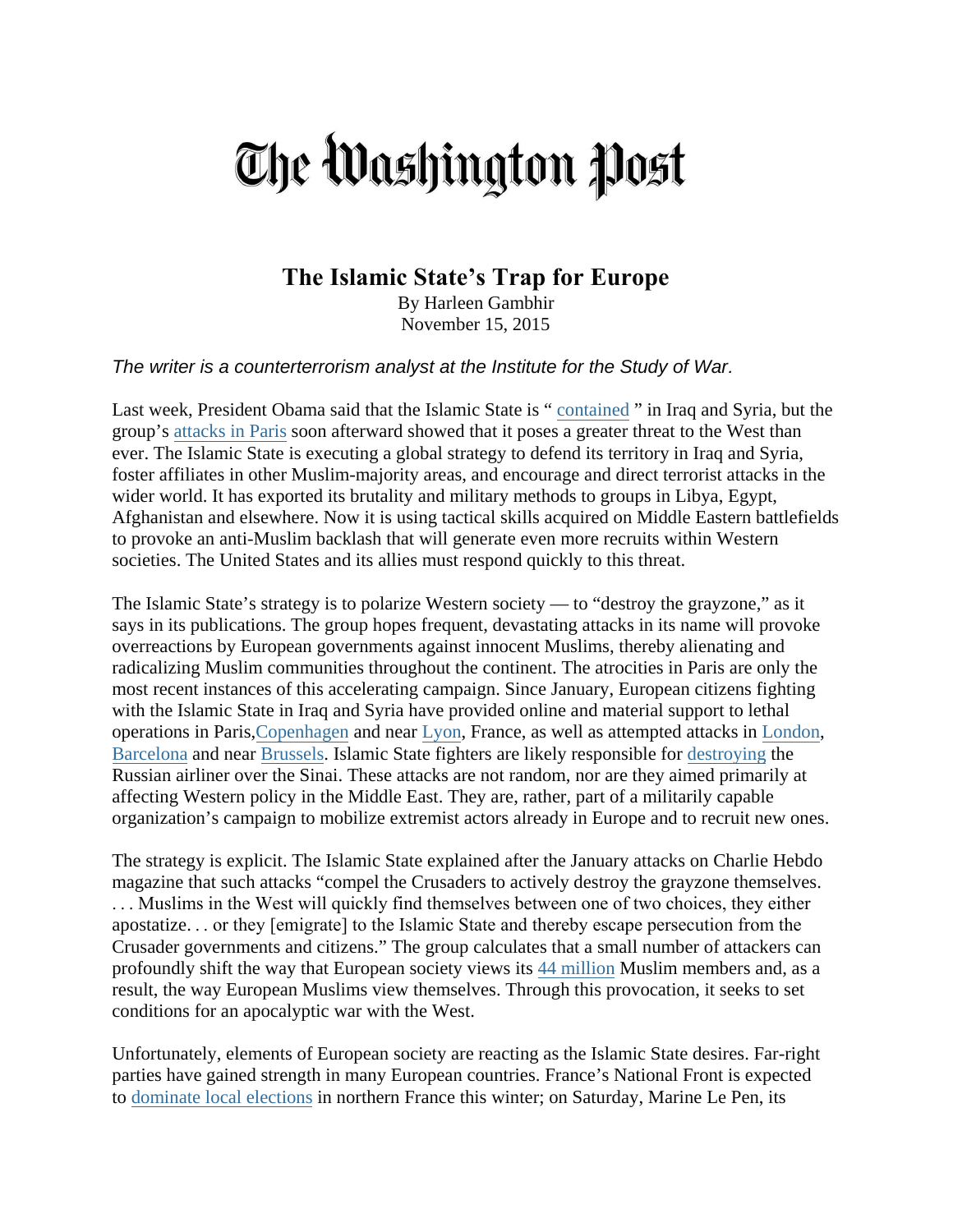# The Washington Post

## The Islamic State's Trap for Europe

By Harleen Gambhir
November 15, 2015

*The writer is a counterterrorism analyst at the Institute for the Study of War.*

Last week, President Obama said that the Islamic State is " contained " in Iraq and Syria, but the group's attacks in Paris soon afterward showed that it poses a greater threat to the West than ever. The Islamic State is executing a global strategy to defend its territory in Iraq and Syria, foster affiliates in other Muslim-majority areas, and encourage and direct terrorist attacks in the wider world. It has exported its brutality and military methods to groups in Libya, Egypt, Afghanistan and elsewhere. Now it is using tactical skills acquired on Middle Eastern battlefields to provoke an anti-Muslim backlash that will generate even more recruits within Western societies. The United States and its allies must respond quickly to this threat.

The Islamic State's strategy is to polarize Western society — to "destroy the grayzone," as it says in its publications. The group hopes frequent, devastating attacks in its name will provoke overreactions by European governments against innocent Muslims, thereby alienating and radicalizing Muslim communities throughout the continent. The atrocities in Paris are only the most recent instances of this accelerating campaign. Since January, European citizens fighting with the Islamic State in Iraq and Syria have provided online and material support to lethal operations in Paris,Copenhagen and near Lyon, France, as well as attempted attacks in London, Barcelona and near Brussels. Islamic State fighters are likely responsible for destroying the Russian airliner over the Sinai. These attacks are not random, nor are they aimed primarily at affecting Western policy in the Middle East. They are, rather, part of a militarily capable organization's campaign to mobilize extremist actors already in Europe and to recruit new ones.

The strategy is explicit. The Islamic State explained after the January attacks on Charlie Hebdo magazine that such attacks "compel the Crusaders to actively destroy the grayzone themselves. . . . Muslims in the West will quickly find themselves between one of two choices, they either apostatize. . . or they [emigrate] to the Islamic State and thereby escape persecution from the Crusader governments and citizens." The group calculates that a small number of attackers can profoundly shift the way that European society views its 44 million Muslim members and, as a result, the way European Muslims view themselves. Through this provocation, it seeks to set conditions for an apocalyptic war with the West.

Unfortunately, elements of European society are reacting as the Islamic State desires. Far-right parties have gained strength in many European countries. France's National Front is expected to dominate local elections in northern France this winter; on Saturday, Marine Le Pen, its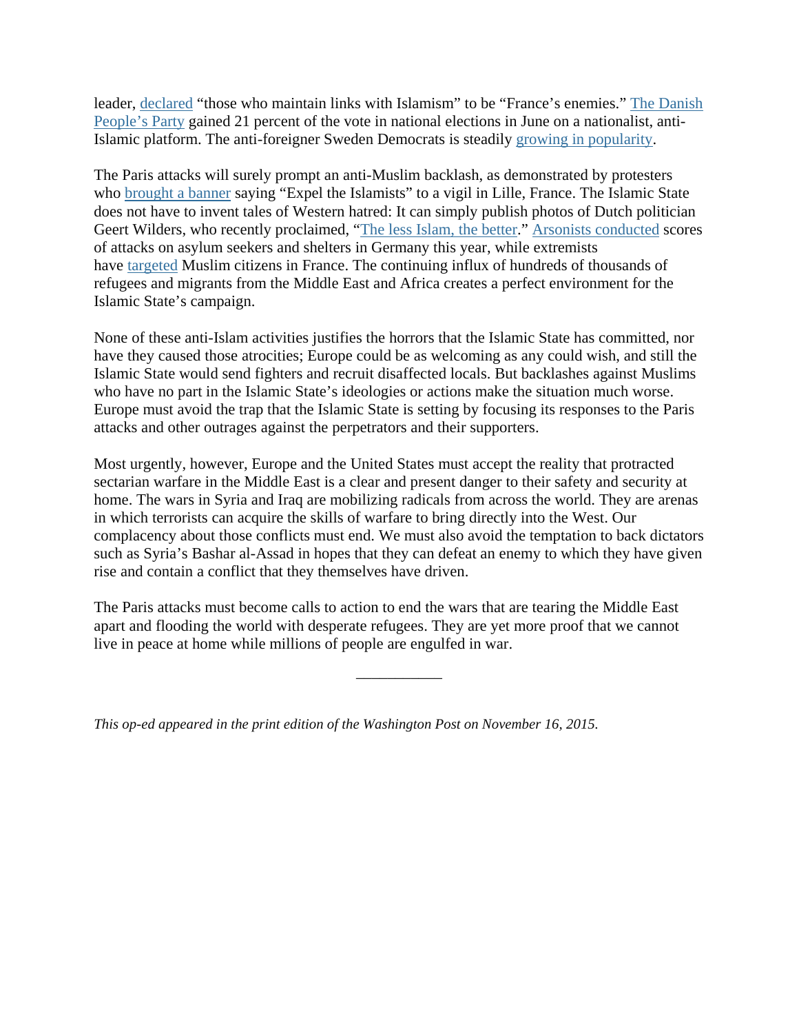leader, declared "those who maintain links with Islamism" to be "France's enemies." The Danish People's Party gained 21 percent of the vote in national elections in June on a nationalist, anti-Islamic platform. The anti-foreigner Sweden Democrats is steadily growing in popularity.

The Paris attacks will surely prompt an anti-Muslim backlash, as demonstrated by protesters who brought a banner saying "Expel the Islamists" to a vigil in Lille, France. The Islamic State does not have to invent tales of Western hatred: It can simply publish photos of Dutch politician Geert Wilders, who recently proclaimed, "The less Islam, the better." Arsonists conducted scores of attacks on asylum seekers and shelters in Germany this year, while extremists have targeted Muslim citizens in France. The continuing influx of hundreds of thousands of refugees and migrants from the Middle East and Africa creates a perfect environment for the Islamic State's campaign.

None of these anti-Islam activities justifies the horrors that the Islamic State has committed, nor have they caused those atrocities; Europe could be as welcoming as any could wish, and still the Islamic State would send fighters and recruit disaffected locals. But backlashes against Muslims who have no part in the Islamic State's ideologies or actions make the situation much worse. Europe must avoid the trap that the Islamic State is setting by focusing its responses to the Paris attacks and other outrages against the perpetrators and their supporters.

Most urgently, however, Europe and the United States must accept the reality that protracted sectarian warfare in the Middle East is a clear and present danger to their safety and security at home. The wars in Syria and Iraq are mobilizing radicals from across the world. They are arenas in which terrorists can acquire the skills of warfare to bring directly into the West. Our complacency about those conflicts must end. We must also avoid the temptation to back dictators such as Syria's Bashar al-Assad in hopes that they can defeat an enemy to which they have given rise and contain a conflict that they themselves have driven.

The Paris attacks must become calls to action to end the wars that are tearing the Middle East apart and flooding the world with desperate refugees. They are yet more proof that we cannot live in peace at home while millions of people are engulfed in war.

---

*This op-ed appeared in the print edition of the Washington Post on November 16, 2015.*